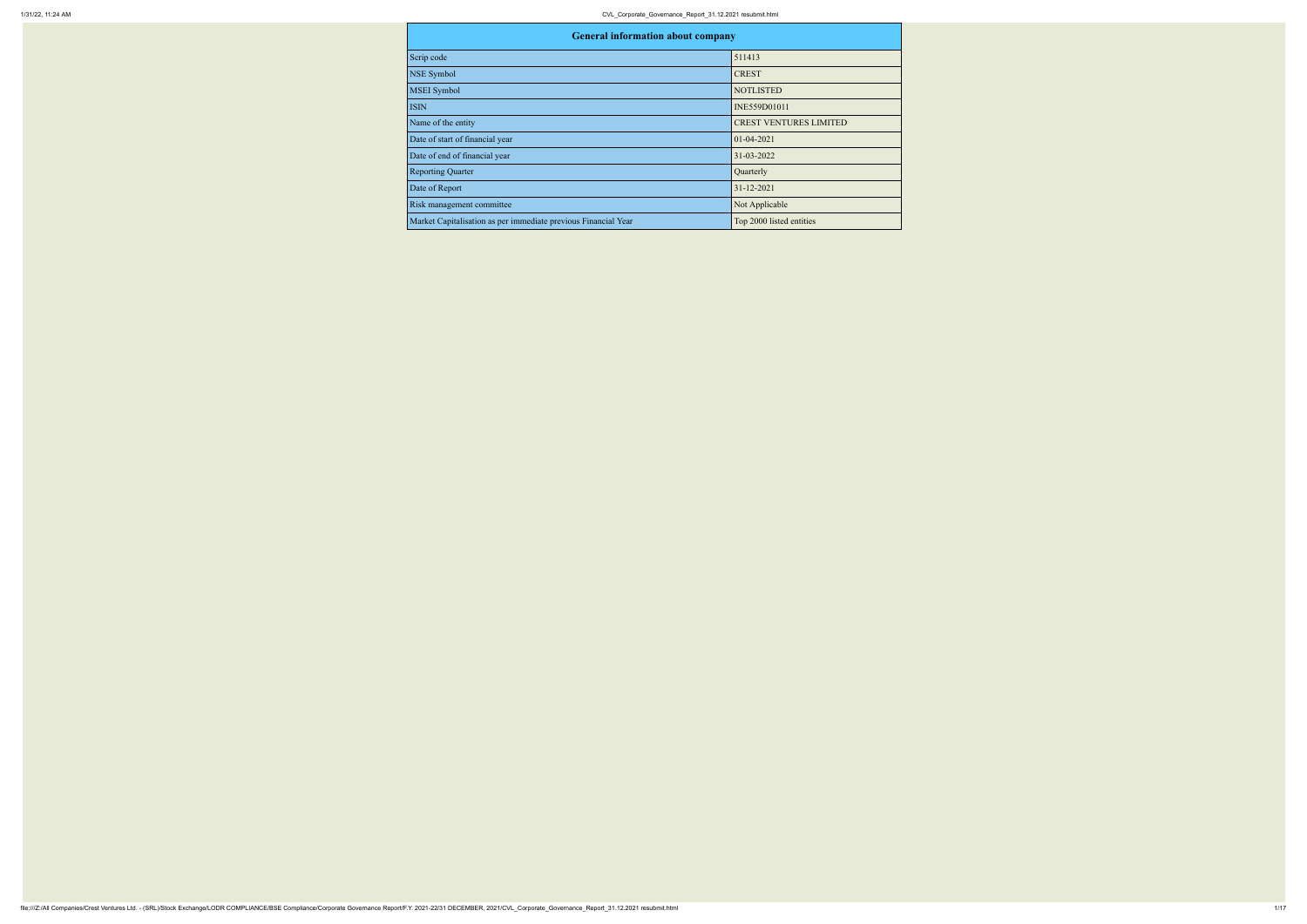| General information about company | |
|---|---|
| Scrip code | 511413 |
| NSE Symbol | CREST |
| MSEI Symbol | NOTLISTED |
| ISIN | INE559D01011 |
| Name of the entity | CREST VENTURES LIMITED |
| Date of start of financial year | 01-04-2021 |
| Date of end of financial year | 31-03-2022 |
| Reporting Quarter | Quarterly |
| Date of Report | 31-12-2021 |
| Risk management committee | Not Applicable |
| Market Capitalisation as per immediate previous Financial Year | Top 2000 listed entities |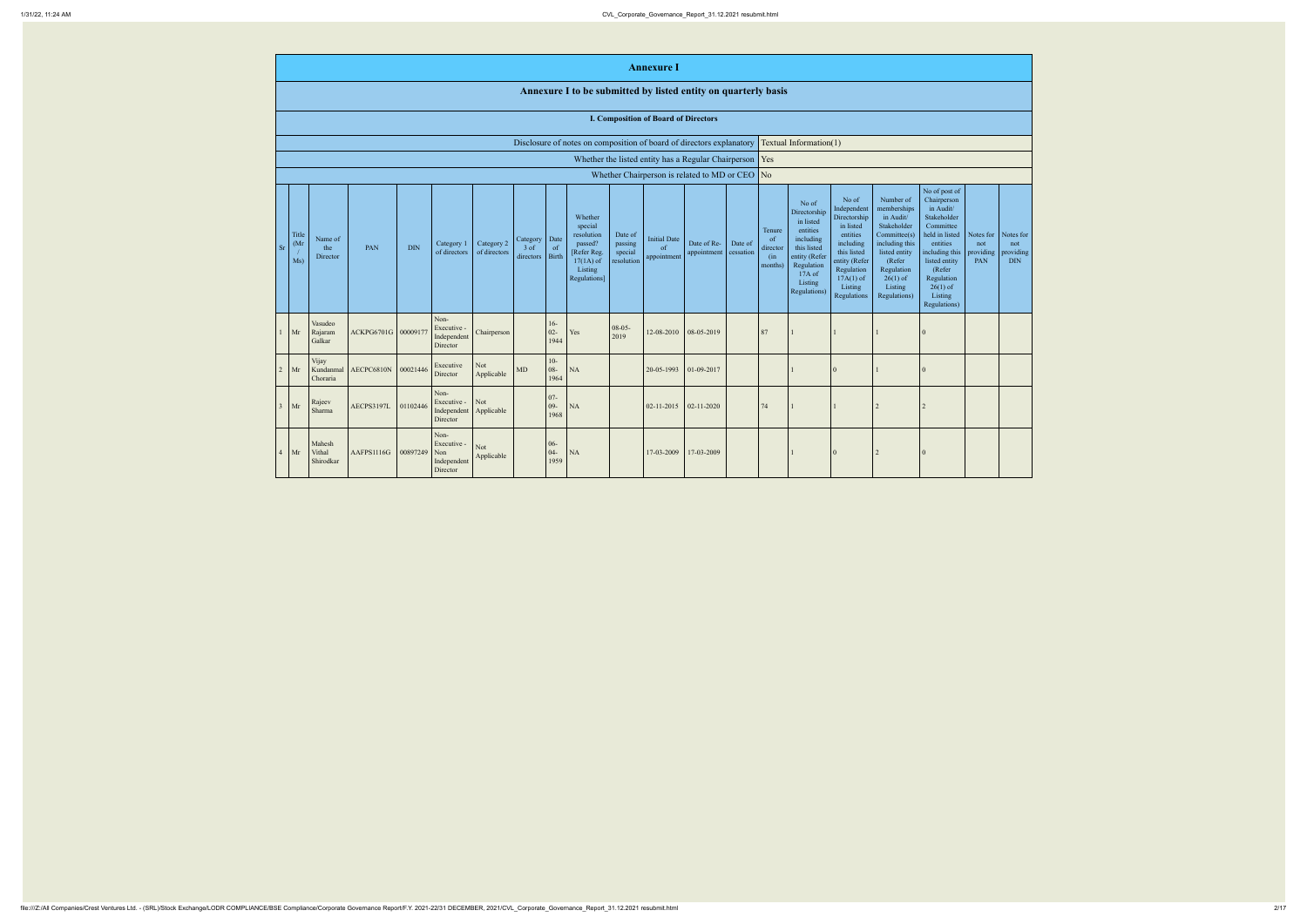# Annexure I

## Annexure I to be submitted by listed entity on quarterly basis

### I. Composition of Board of Directors

| | |
|---|---|
| Disclosure of notes on composition of board of directors explanatory | Textual Information(1) |
| Whether the listed entity has a Regular Chairperson | Yes |
| Whether Chairperson is related to MD or CEO | No |

| Sr | Title (Mr / Ms) | Name of the Director | PAN | DIN | Category 1 of directors | Category 2 of directors | Category 3 of directors | Date of Birth | Whether special resolution passed? [Refer Reg. 17(1A) of Listing Regulations] | Date of passing special resolution | Initial Date of appointment | Date of Re-appointment | Date of cessation | Tenure of director (in months) | No of Directorship in listed entities including this listed entity (Refer Regulation 17A of Listing Regulations) | No of Independent Directorship in listed entities including this listed entity (Refer Regulation 17A(1) of Listing Regulations | Number of memberships in Audit/ Stakeholder Committee(s) including this listed entity (Refer Regulation 26(1) of Listing Regulations) | No of post of Chairperson in Audit/ Stakeholder Committee held in listed entities including this listed entity (Refer Regulation 26(1) of Listing Regulations) | Notes for not providing PAN | Notes for not providing DIN |
|---|---|---|---|---|---|---|---|---|---|---|---|---|---|---|---|---|---|---|---|---|
| 1 | Mr | Vasudeo Rajaram Galkar | ACKPG6701G | 00009177 | Non-Executive - Independent Director | Chairperson | | 16-02-1944 | Yes | 08-05-2019 | 12-08-2010 | 08-05-2019 | | 87 | 1 | 1 | 1 | 0 | | |
| 2 | Mr | Vijay Kundanmal Choraria | AECPC6810N | 00021446 | Executive Director | Not Applicable | MD | 10-08-1964 | NA | | 20-05-1993 | 01-09-2017 | | | 1 | 0 | 1 | 0 | | |
| 3 | Mr | Rajeev Sharma | AECPS3197L | 01102446 | Non-Executive - Independent Director | Not Applicable | | 07-09-1968 | NA | | 02-11-2015 | 02-11-2020 | | 74 | 1 | 1 | 2 | 2 | | |
| 4 | Mr | Mahesh Vithal Shirodkar | AAFPS1116G | 00897249 | Non-Executive - Non Independent Director | Not Applicable | | 06-04-1959 | NA | | 17-03-2009 | 17-03-2009 | | | 1 | 0 | 2 | 0 | | |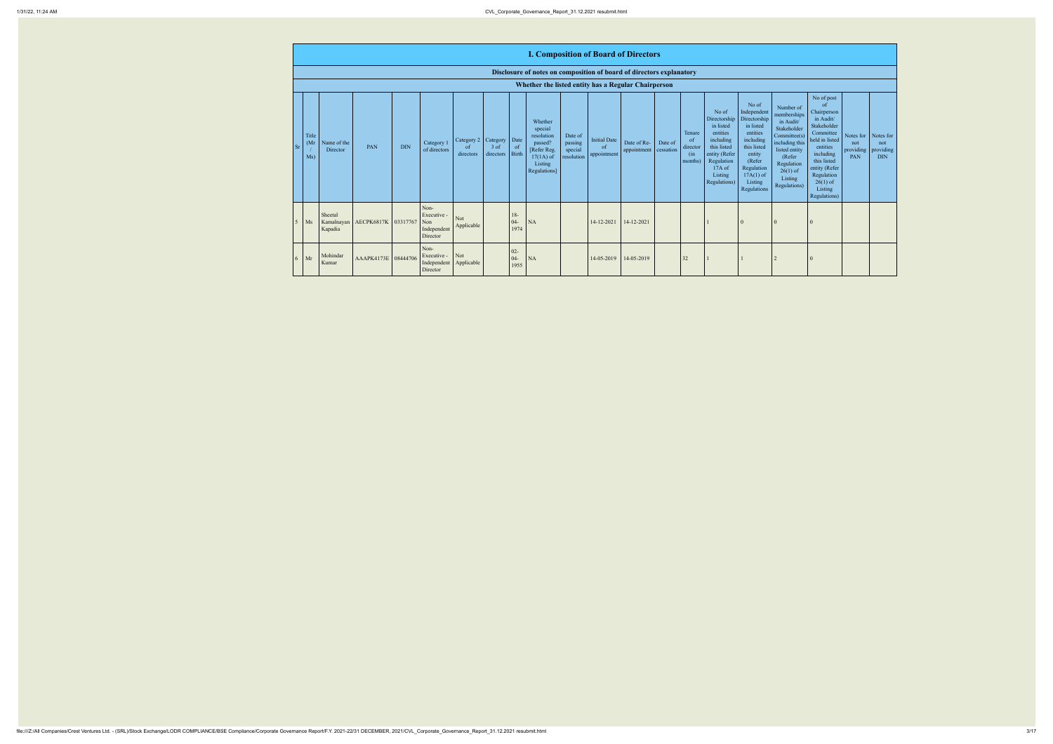## I. Composition of Board of Directors

### Disclosure of notes on composition of board of directors explanatory

### Whether the listed entity has a Regular Chairperson

| Sr | Title (Mr / Ms) | Name of the Director | PAN | DIN | Category 1 of directors | Category 2 of directors | Category 3 of directors | Date of Birth | Whether special resolution passed? [Refer Reg. 17(1A) of Listing Regulations] | Date of passing special resolution | Initial Date of appointment | Date of Re-appointment | Date of cessation | Tenure of director (in months) | No of Directorship in listed entities including this listed entity (Refer Regulation 17A of Listing Regulations) | No of Independent Directorship in listed entities including this listed entity (Refer Regulation 17A(1) of Listing Regulations | Number of memberships in Audit/ Stakeholder Committee(s) including this listed entity (Refer Regulation 26(1) of Listing Regulations) | No of post of Chairperson in Audit/ Stakeholder Committee held in listed entities including this listed entity (Refer Regulation 26(1) of Listing Regulations) | Notes for not providing PAN | Notes for not providing DIN |
|---|---|---|---|---|---|---|---|---|---|---|---|---|---|---|---|---|---|---|---|---|
| 5 | Ms | Sheetal Kamalnayan Kapadia | AECPK6817K | 03317767 | Non-Executive - Non Independent Director | Not Applicable | | 18-04-1974 | NA | | 14-12-2021 | 14-12-2021 | | | 1 | 0 | 0 | 0 | | |
| 6 | Mr | Mohindar Kumar | AAAPK4173E | 08444706 | Non-Executive - Independent Director | Not Applicable | | 02-04-1955 | NA | | 14-05-2019 | 14-05-2019 | | 32 | 1 | 1 | 2 | 0 | | |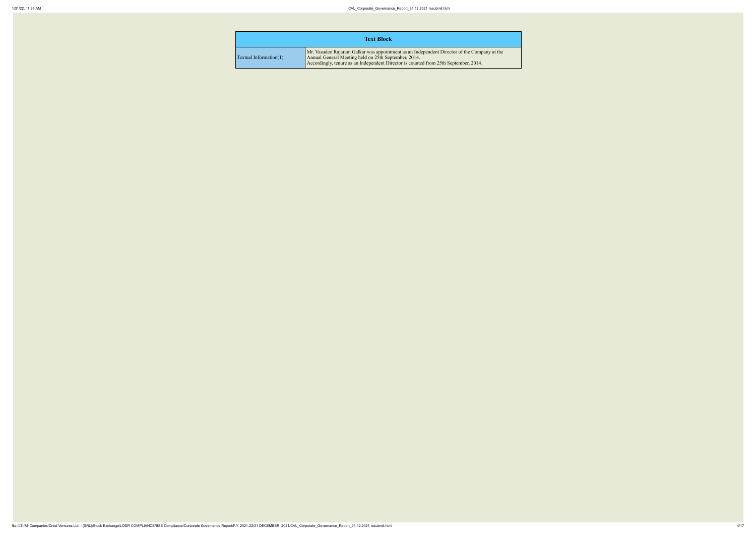| Text Block | |
|---|---|
| Textual Information(1) | Mr. Vasudeo Rajaram Galkar was appointment as an Independent Director of the Company at the Annual General Meeting held on 25th September, 2014. Accordingly, tenure as an Independent Director is counted from 25th September, 2014. |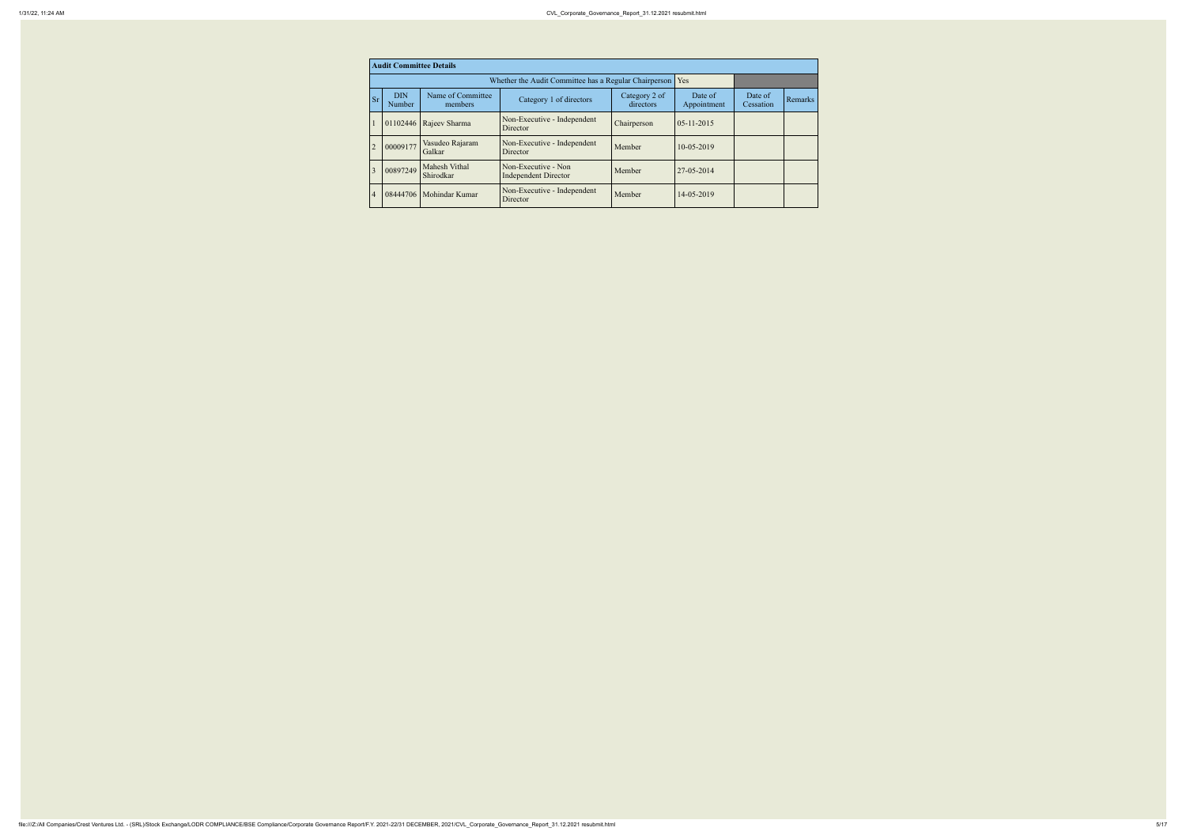| Audit Committee Details | | | | | | | |
|---|---|---|---|---|---|---|---|
| Whether the Audit Committee has a Regular Chairperson | | | | | Yes | | |
| Sr | DIN Number | Name of Committee members | Category 1 of directors | Category 2 of directors | Date of Appointment | Date of Cessation | Remarks |
| 1 | 01102446 | Rajeev Sharma | Non-Executive - Independent Director | Chairperson | 05-11-2015 | | |
| 2 | 00009177 | Vasudeo Rajaram Galkar | Non-Executive - Independent Director | Member | 10-05-2019 | | |
| 3 | 00897249 | Mahesh Vithal Shirodkar | Non-Executive - Non Independent Director | Member | 27-05-2014 | | |
| 4 | 08444706 | Mohindar Kumar | Non-Executive - Independent Director | Member | 14-05-2019 | | |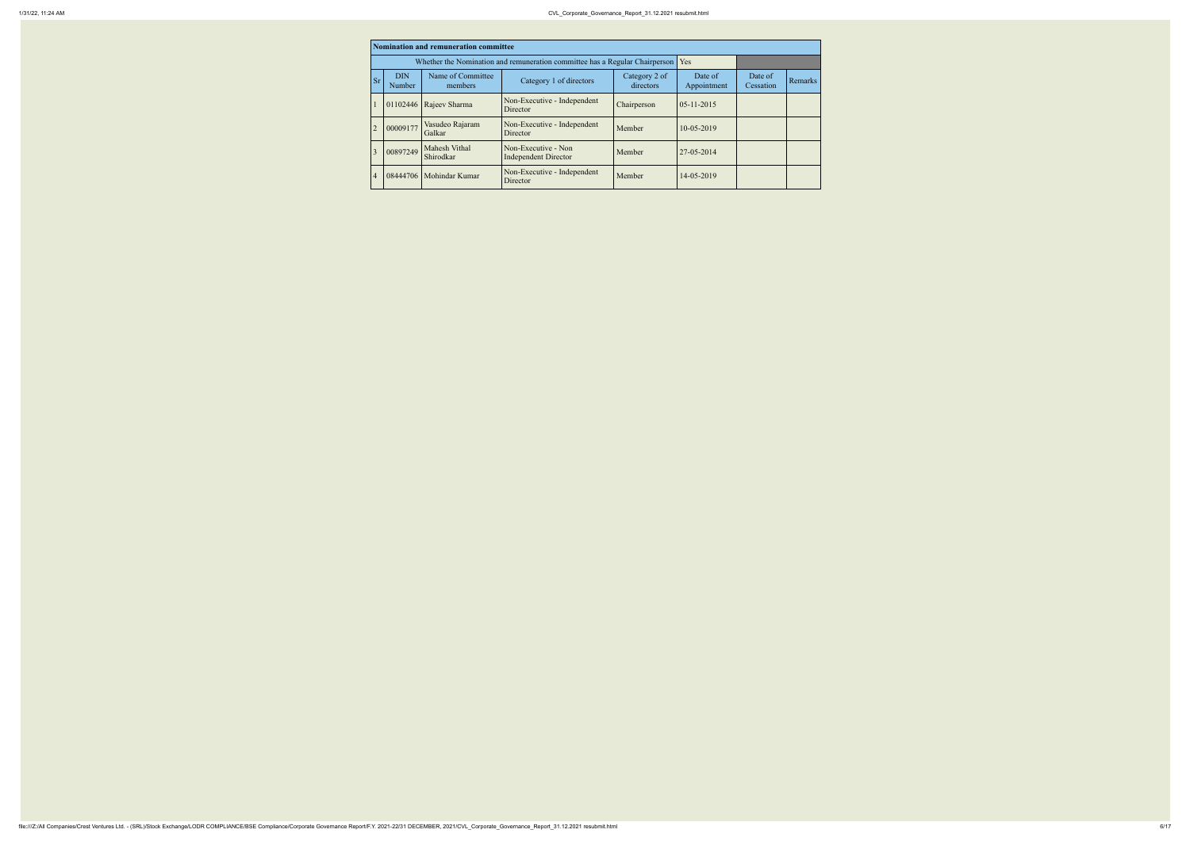## Nomination and remuneration committee

| Whether the Nomination and remuneration committee has a Regular Chairperson | | | | | Yes | | |
|---|---|---|---|---|---|---|---|
| Sr | DIN Number | Name of Committee members | Category 1 of directors | Category 2 of directors | Date of Appointment | Date of Cessation | Remarks |
| 1 | 01102446 | Rajeev Sharma | Non-Executive - Independent Director | Chairperson | 05-11-2015 | | |
| 2 | 00009177 | Vasudeo Rajaram Galkar | Non-Executive - Independent Director | Member | 10-05-2019 | | |
| 3 | 00897249 | Mahesh Vithal Shirodkar | Non-Executive - Non Independent Director | Member | 27-05-2014 | | |
| 4 | 08444706 | Mohindar Kumar | Non-Executive - Independent Director | Member | 14-05-2019 | | |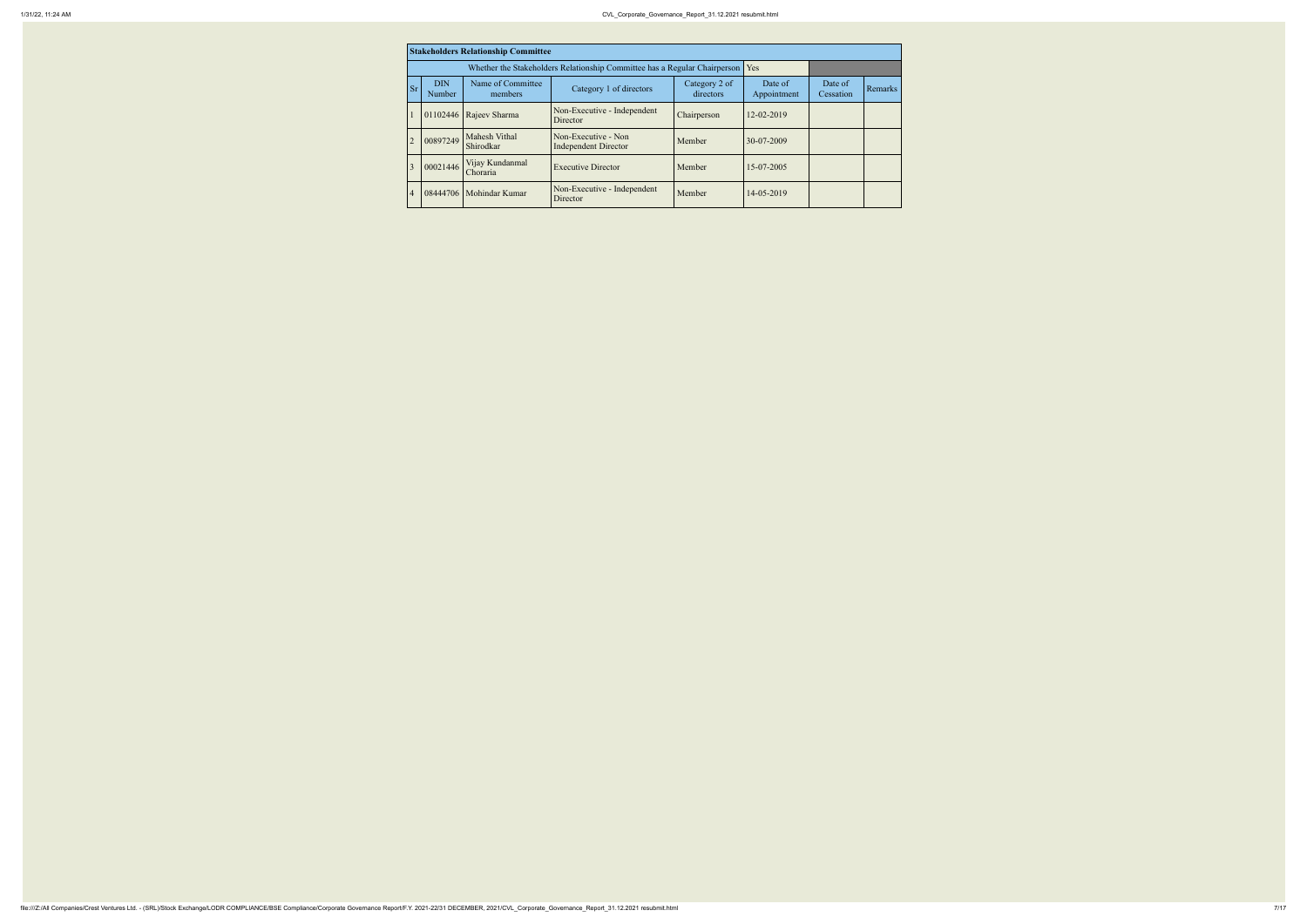| Stakeholders Relationship Committee | | | | | | | |
|---|---|---|---|---|---|---|---|
| Whether the Stakeholders Relationship Committee has a Regular Chairperson | | | | | Yes | | |
| Sr | DIN Number | Name of Committee members | Category 1 of directors | Category 2 of directors | Date of Appointment | Date of Cessation | Remarks |
| 1 | 01102446 | Rajeev Sharma | Non-Executive - Independent Director | Chairperson | 12-02-2019 | | |
| 2 | 00897249 | Mahesh Vithal Shirodkar | Non-Executive - Non Independent Director | Member | 30-07-2009 | | |
| 3 | 00021446 | Vijay Kundanmal Choraria | Executive Director | Member | 15-07-2005 | | |
| 4 | 08444706 | Mohindar Kumar | Non-Executive - Independent Director | Member | 14-05-2019 | | |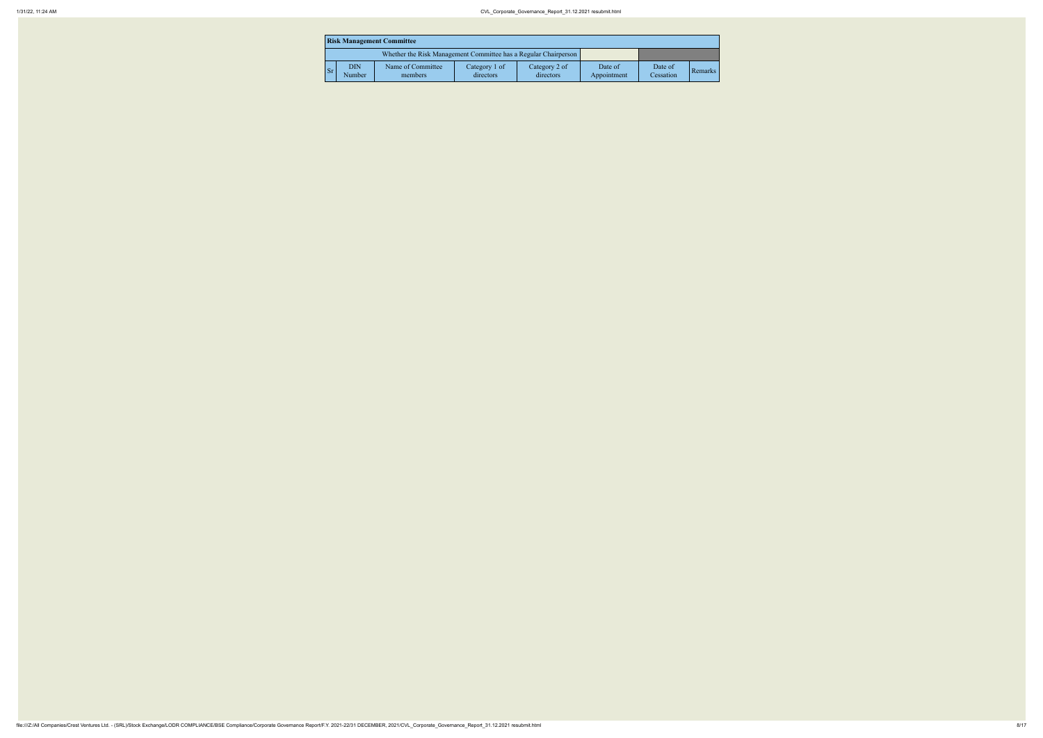| Risk Management Committee | | | | | | | |
|---|---|---|---|---|---|---|---|
| Whether the Risk Management Committee has a Regular Chairperson | | | | | | | |
| Sr | DIN Number | Name of Committee members | Category 1 of directors | Category 2 of directors | Date of Appointment | Date of Cessation | Remarks |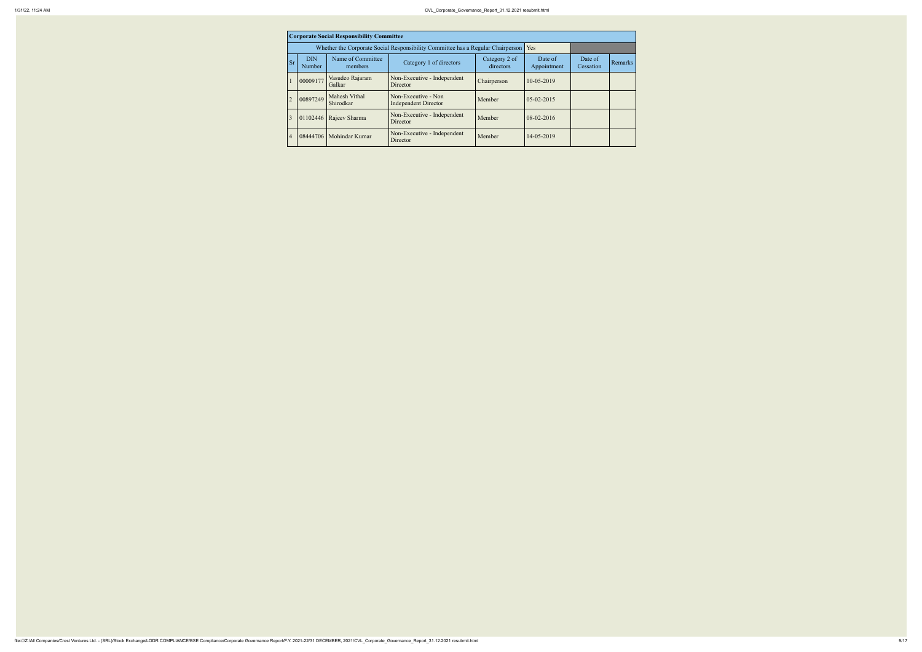| Corporate Social Responsibility Committee | | | | | | | |
|---|---|---|---|---|---|---|---|
| Whether the Corporate Social Responsibility Committee has a Regular Chairperson | | | | | Yes | | |
| Sr | DIN Number | Name of Committee members | Category 1 of directors | Category 2 of directors | Date of Appointment | Date of Cessation | Remarks |
| 1 | 00009177 | Vasudeo Rajaram Galkar | Non-Executive - Independent Director | Chairperson | 10-05-2019 | | |
| 2 | 00897249 | Mahesh Vithal Shirodkar | Non-Executive - Non Independent Director | Member | 05-02-2015 | | |
| 3 | 01102446 | Rajeev Sharma | Non-Executive - Independent Director | Member | 08-02-2016 | | |
| 4 | 08444706 | Mohindar Kumar | Non-Executive - Independent Director | Member | 14-05-2019 | | |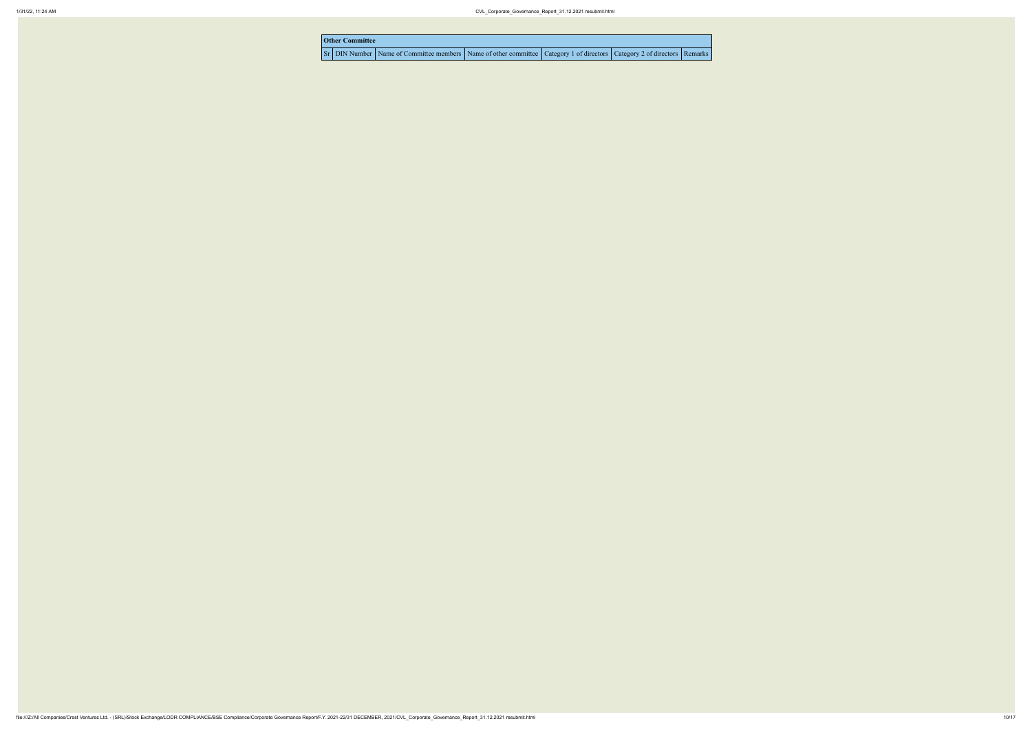| Other Committee | | | | | | |
|---|---|---|---|---|---|---|
| Sr | DIN Number | Name of Committee members | Name of other committee | Category 1 of directors | Category 2 of directors | Remarks |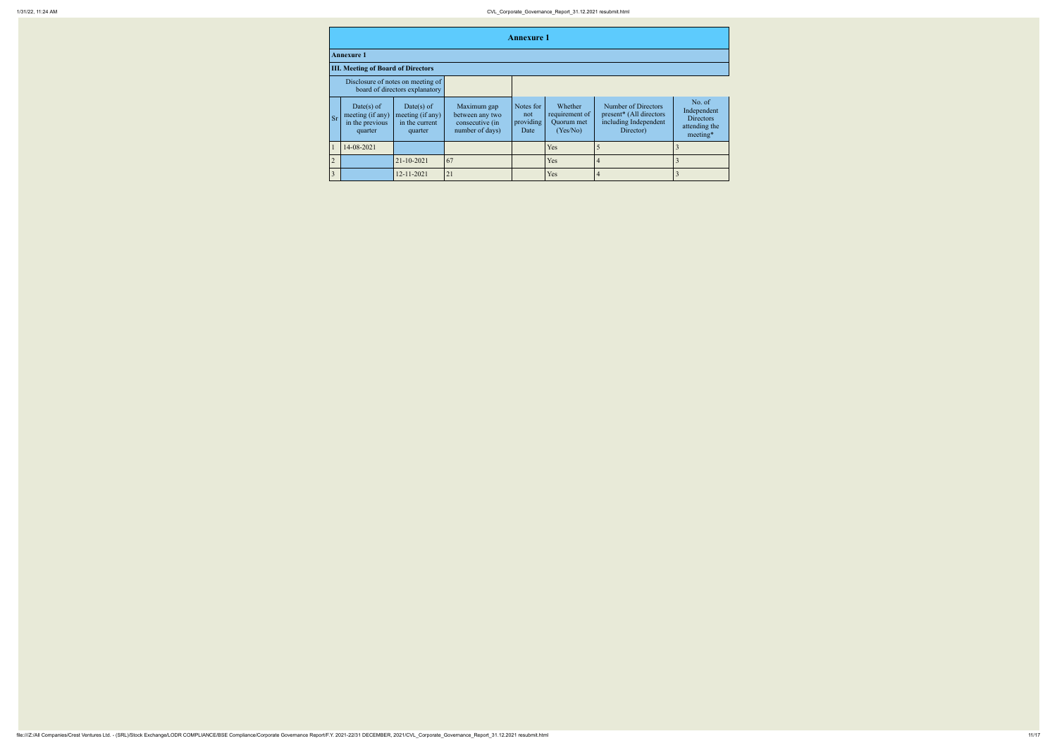# Annexure 1

## Annexure 1

### III. Meeting of Board of Directors

| Disclosure of notes on meeting of board of directors explanatory | | | |
|---|---|---|---|

| Sr | Date(s) of meeting (if any) in the previous quarter | Date(s) of meeting (if any) in the current quarter | Maximum gap between any two consecutive (in number of days) | Notes for not providing Date | Whether requirement of Quorum met (Yes/No) | Number of Directors present* (All directors including Independent Director) | No. of Independent Directors attending the meeting* |
|---|---|---|---|---|---|---|---|
| 1 | 14-08-2021 | | | | Yes | 5 | 3 |
| 2 | | 21-10-2021 | 67 | | Yes | 4 | 3 |
| 3 | | 12-11-2021 | 21 | | Yes | 4 | 3 |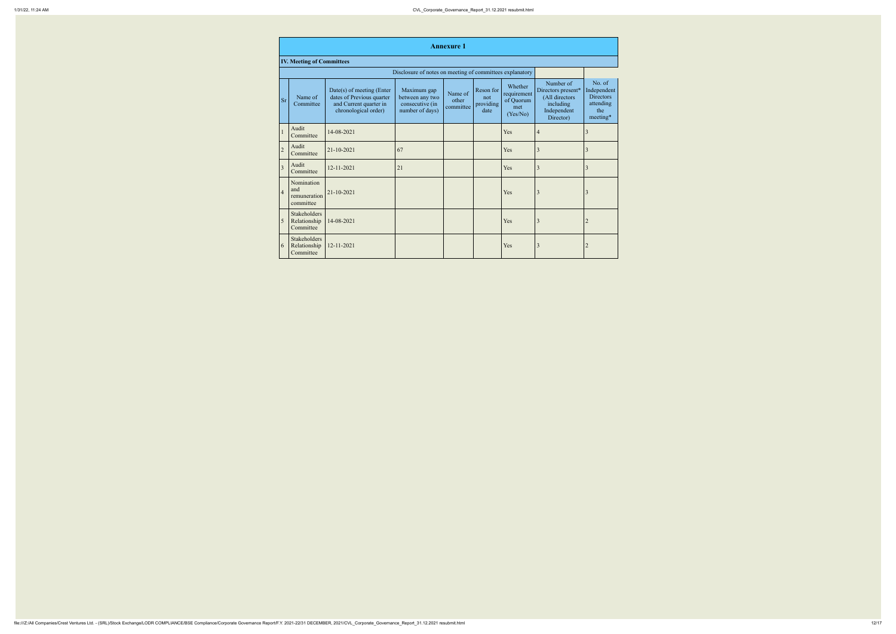## Annexure 1

### IV. Meeting of Committees

Disclosure of notes on meeting of committees explanatory

| Sr | Name of Committee | Date(s) of meeting (Enter dates of Previous quarter and Current quarter in chronological order) | Maximum gap between any two consecutive (in number of days) | Name of other committee | Reson for not providing date | Whether requirement of Quorum met (Yes/No) | Number of Directors present* (All directors including Independent Director) | No. of Independent Directors attending the meeting* |
|---|---|---|---|---|---|---|---|---|
| 1 | Audit Committee | 14-08-2021 | | | | Yes | 4 | 3 |
| 2 | Audit Committee | 21-10-2021 | 67 | | | Yes | 3 | 3 |
| 3 | Audit Committee | 12-11-2021 | 21 | | | Yes | 3 | 3 |
| 4 | Nomination and remuneration committee | 21-10-2021 | | | | Yes | 3 | 3 |
| 5 | Stakeholders Relationship Committee | 14-08-2021 | | | | Yes | 3 | 2 |
| 6 | Stakeholders Relationship Committee | 12-11-2021 | | | | Yes | 3 | 2 |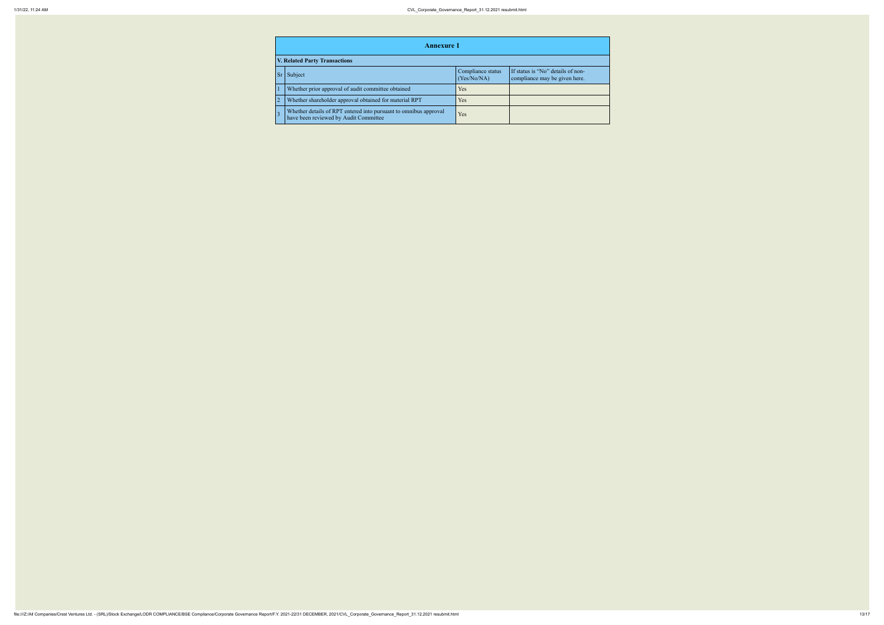## Annexure 1

### V. Related Party Transactions

| Sr | Subject | Compliance status (Yes/No/NA) | If status is "No" details of non-compliance may be given here. |
|---|---|---|---|
| 1 | Whether prior approval of audit committee obtained | Yes | |
| 2 | Whether shareholder approval obtained for material RPT | Yes | |
| 3 | Whether details of RPT entered into pursuant to omnibus approval have been reviewed by Audit Committee | Yes | |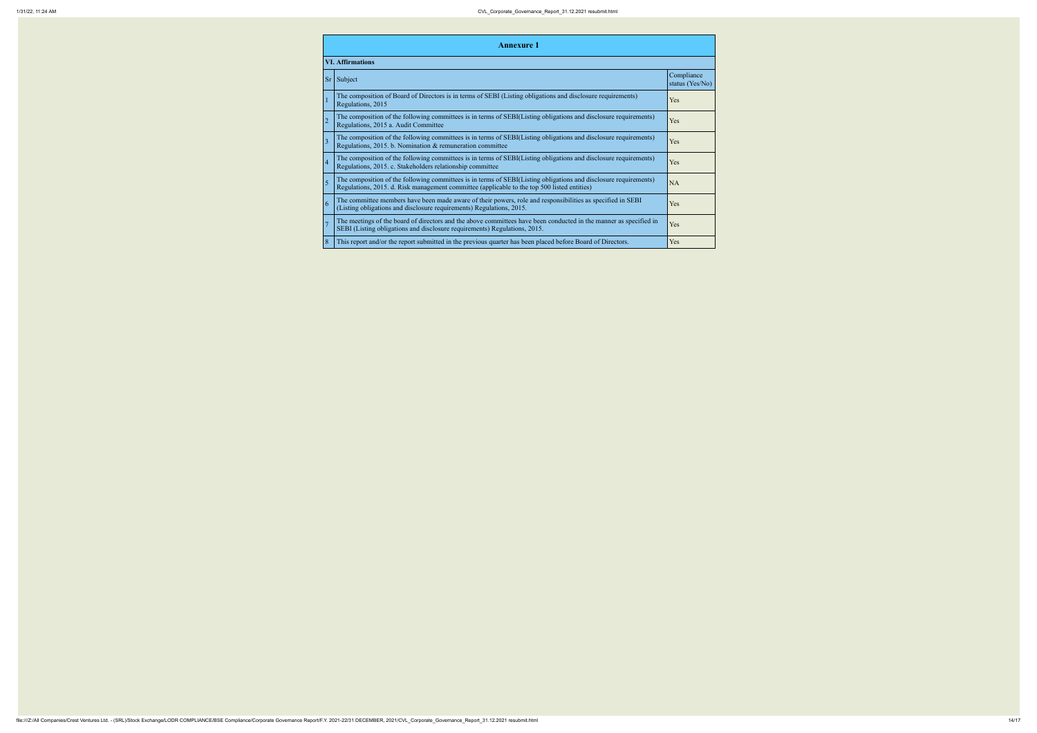## Annexure 1

### VI. Affirmations

| Sr | Subject | Compliance status (Yes/No) |
|---|---|---|
| 1 | The composition of Board of Directors is in terms of SEBI (Listing obligations and disclosure requirements) Regulations, 2015 | Yes |
| 2 | The composition of the following committees is in terms of SEBI(Listing obligations and disclosure requirements) Regulations, 2015 a. Audit Committee | Yes |
| 3 | The composition of the following committees is in terms of SEBI(Listing obligations and disclosure requirements) Regulations, 2015. b. Nomination & remuneration committee | Yes |
| 4 | The composition of the following committees is in terms of SEBI(Listing obligations and disclosure requirements) Regulations, 2015. c. Stakeholders relationship committee | Yes |
| 5 | The composition of the following committees is in terms of SEBI(Listing obligations and disclosure requirements) Regulations, 2015. d. Risk management committee (applicable to the top 500 listed entities) | NA |
| 6 | The committee members have been made aware of their powers, role and responsibilities as specified in SEBI (Listing obligations and disclosure requirements) Regulations, 2015. | Yes |
| 7 | The meetings of the board of directors and the above committees have been conducted in the manner as specified in SEBI (Listing obligations and disclosure requirements) Regulations, 2015. | Yes |
| 8 | This report and/or the report submitted in the previous quarter has been placed before Board of Directors. | Yes |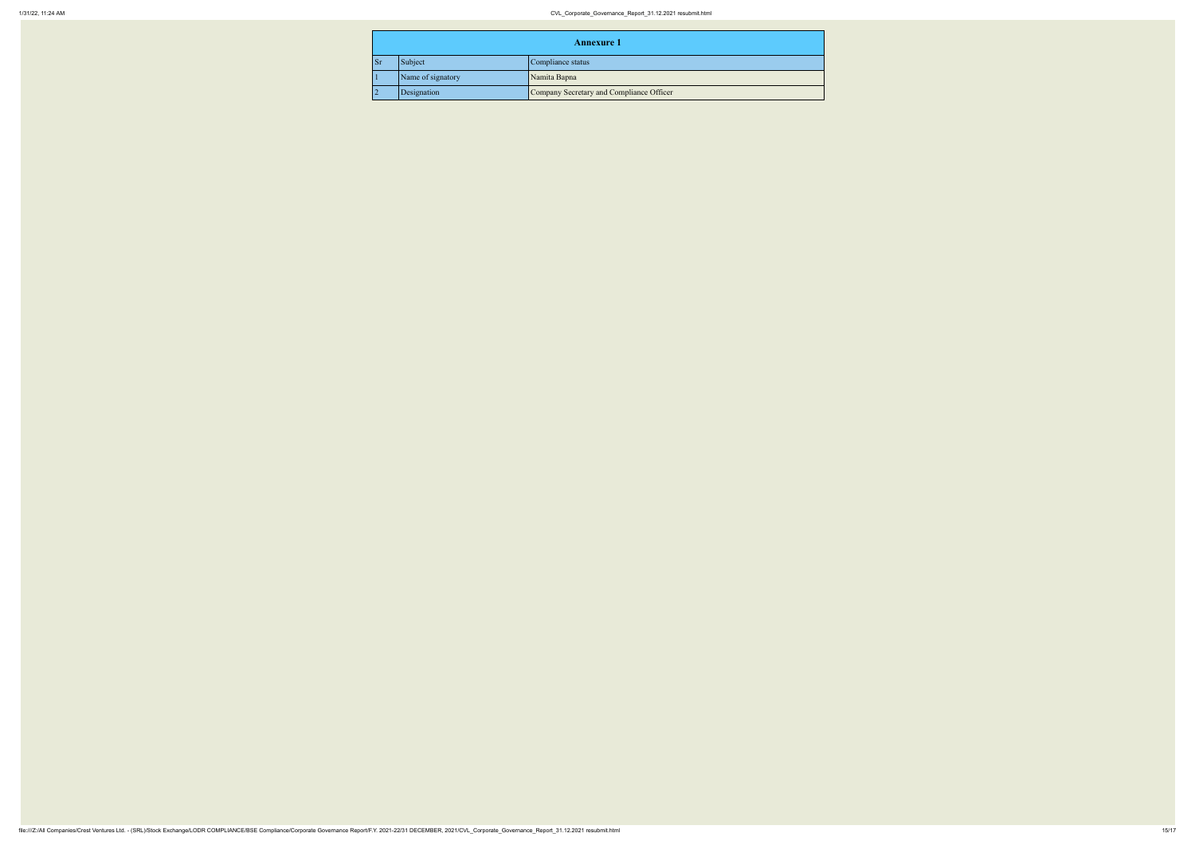| Annexure 1 | | |
|---|---|---|
| Sr | Subject | Compliance status |
| 1 | Name of signatory | Namita Bapna |
| 2 | Designation | Company Secretary and Compliance Officer |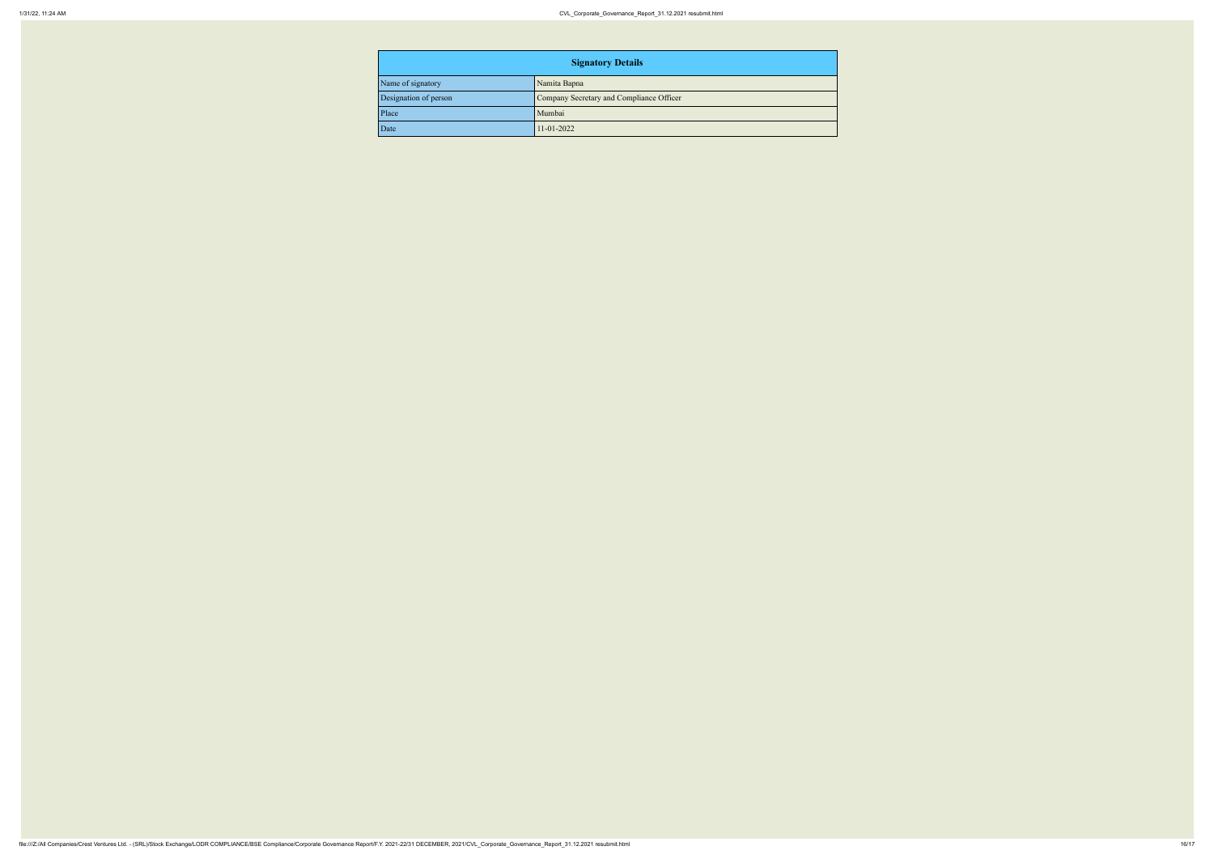| Signatory Details | |
|---|---|
| Name of signatory | Namita Bapna |
| Designation of person | Company Secretary and Compliance Officer |
| Place | Mumbai |
| Date | 11-01-2022 |